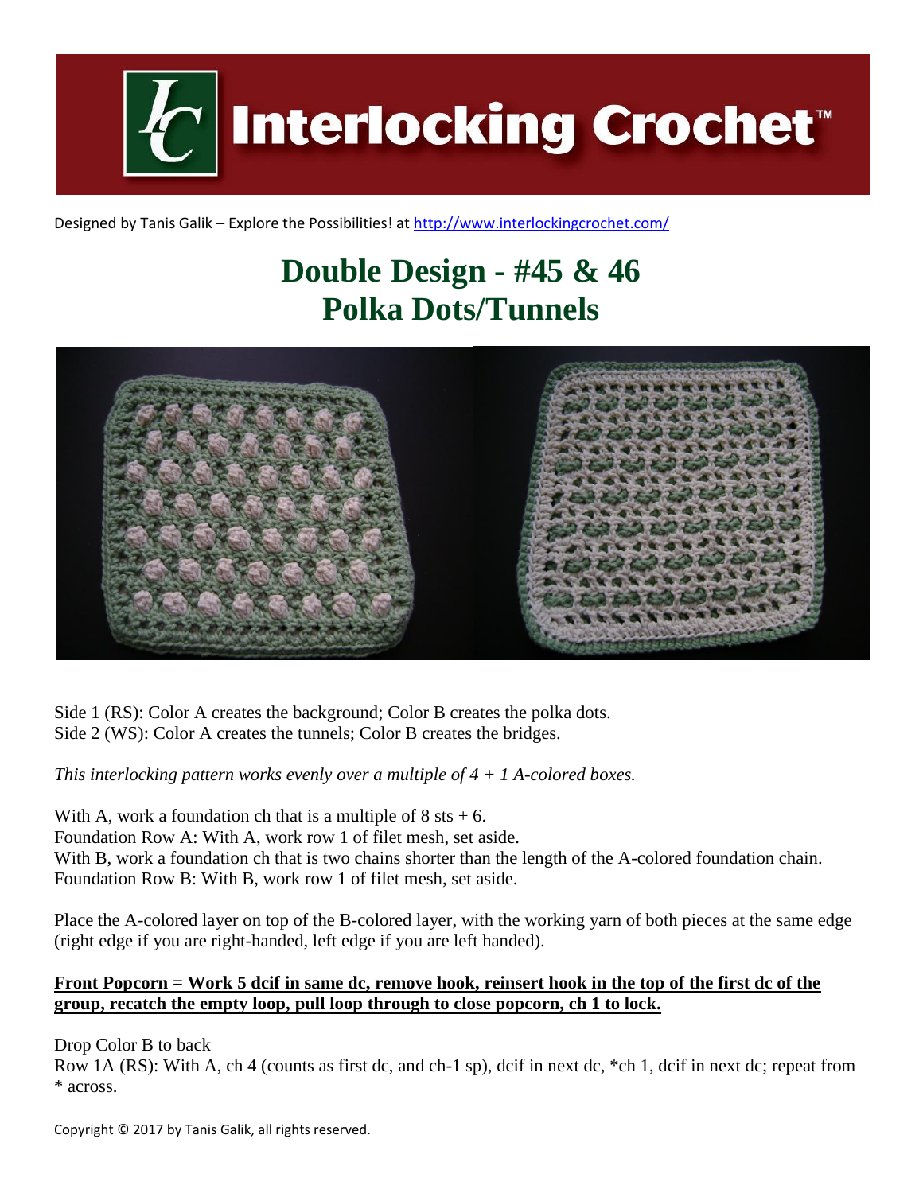# Interlocking Crochet™

Designed by Tanis Galik – Explore the Possibilities! at http://www.interlockingcrochet.com/

## Double Design - #45 & 46
## Polka Dots/Tunnels

Side 1 (RS): Color A creates the background; Color B creates the polka dots.
Side 2 (WS): Color A creates the tunnels; Color B creates the bridges.

*This interlocking pattern works evenly over a multiple of 4 + 1 A-colored boxes.*

With A, work a foundation ch that is a multiple of 8 sts + 6.
Foundation Row A: With A, work row 1 of filet mesh, set aside.
With B, work a foundation ch that is two chains shorter than the length of the A-colored foundation chain.
Foundation Row B: With B, work row 1 of filet mesh, set aside.

Place the A-colored layer on top of the B-colored layer, with the working yarn of both pieces at the same edge (right edge if you are right-handed, left edge if you are left handed).

**Front Popcorn = Work 5 dcif in same dc, remove hook, reinsert hook in the top of the first dc of the group, recatch the empty loop, pull loop through to close popcorn, ch 1 to lock.**

Drop Color B to back
Row 1A (RS): With A, ch 4 (counts as first dc, and ch-1 sp), dcif in next dc, *ch 1, dcif in next dc; repeat from * across.

Copyright © 2017 by Tanis Galik, all rights reserved.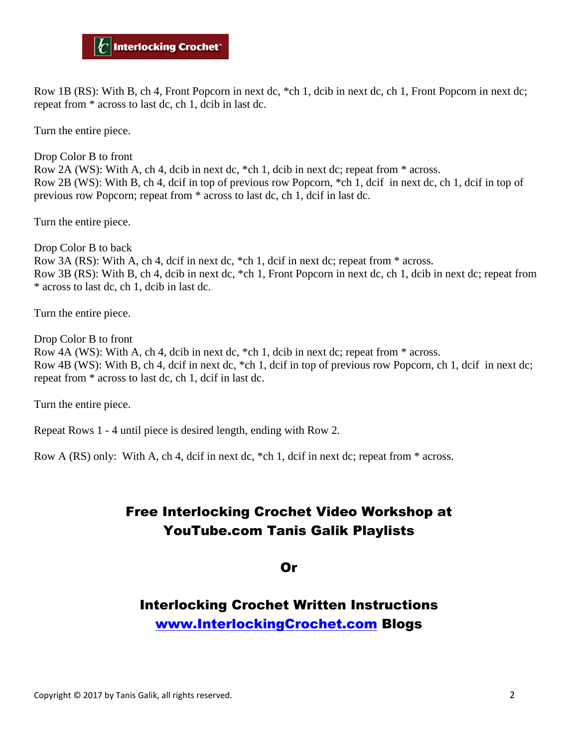Row 1B (RS): With B, ch 4, Front Popcorn in next dc, *ch 1, dcib in next dc, ch 1, Front Popcorn in next dc; repeat from * across to last dc, ch 1, dcib in last dc.

Turn the entire piece.

Drop Color B to front
Row 2A (WS): With A, ch 4, dcib in next dc, *ch 1, dcib in next dc; repeat from * across.
Row 2B (WS): With B, ch 4, dcif in top of previous row Popcorn, *ch 1, dcif in next dc, ch 1, dcif in top of previous row Popcorn; repeat from * across to last dc, ch 1, dcif in last dc.

Turn the entire piece.

Drop Color B to back
Row 3A (RS): With A, ch 4, dcif in next dc, *ch 1, dcif in next dc; repeat from * across.
Row 3B (RS): With B, ch 4, dcib in next dc, *ch 1, Front Popcorn in next dc, ch 1, dcib in next dc; repeat from * across to last dc, ch 1, dcib in last dc.

Turn the entire piece.

Drop Color B to front
Row 4A (WS): With A, ch 4, dcib in next dc, *ch 1, dcib in next dc; repeat from * across.
Row 4B (WS): With B, ch 4, dcif in next dc, *ch 1, dcif in top of previous row Popcorn, ch 1, dcif in next dc; repeat from * across to last dc, ch 1, dcif in last dc.

Turn the entire piece.

Repeat Rows 1 - 4 until piece is desired length, ending with Row 2.

Row A (RS) only: With A, ch 4, dcif in next dc, *ch 1, dcif in next dc; repeat from * across.

## Free Interlocking Crochet Video Workshop at YouTube.com Tanis Galik Playlists

## Or

## Interlocking Crochet Written Instructions [www.InterlockingCrochet.com](http://www.InterlockingCrochet.com) Blogs

Copyright © 2017 by Tanis Galik, all rights reserved.